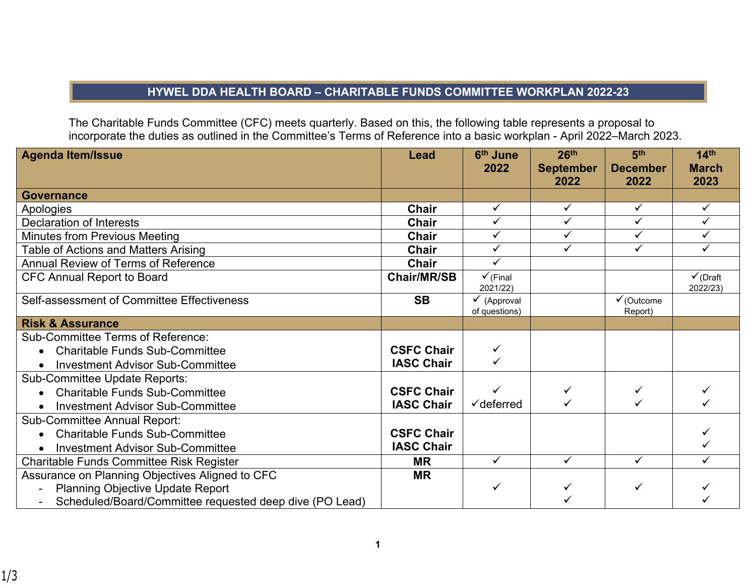# HYWEL DDA HEALTH BOARD – CHARITABLE FUNDS COMMITTEE WORKPLAN 2022-23

The Charitable Funds Committee (CFC) meets quarterly. Based on this, the following table represents a proposal to incorporate the duties as outlined in the Committee's Terms of Reference into a basic workplan - April 2022–March 2023.

| Agenda Item/Issue | Lead | 6th June 2022 | 26th September 2022 | 5th December 2022 | 14th March 2023 |
|---|---|---|---|---|---|
| **Governance** | | | | | |
| Apologies | **Chair** | ✓ | ✓ | ✓ | ✓ |
| Declaration of Interests | **Chair** | ✓ | ✓ | ✓ | ✓ |
| Minutes from Previous Meeting | **Chair** | ✓ | ✓ | ✓ | ✓ |
| Table of Actions and Matters Arising | **Chair** | ✓ | ✓ | ✓ | ✓ |
| Annual Review of Terms of Reference | **Chair** | ✓ | | | |
| CFC Annual Report to Board | **Chair/MR/SB** | ✓(Final 2021/22) | | | ✓(Draft 2022/23) |
| Self-assessment of Committee Effectiveness | **SB** | ✓ (Approval of questions) | | ✓(Outcome Report) | |
| **Risk & Assurance** | | | | | |
| Sub-Committee Terms of Reference:<br>• Charitable Funds Sub-Committee<br>• Investment Advisor Sub-Committee | **CSFC Chair**<br>**IASC Chair** | ✓<br>✓ | | | |
| Sub-Committee Update Reports:<br>• Charitable Funds Sub-Committee<br>• Investment Advisor Sub-Committee | **CSFC Chair**<br>**IASC Chair** | ✓<br>✓deferred | ✓<br>✓ | ✓<br>✓ | ✓<br>✓ |
| Sub-Committee Annual Report:<br>• Charitable Funds Sub-Committee<br>• Investment Advisor Sub-Committee | **CSFC Chair**<br>**IASC Chair** | | | | ✓<br>✓ |
| Charitable Funds Committee Risk Register | **MR** | ✓ | ✓ | ✓ | ✓ |
| Assurance on Planning Objectives Aligned to CFC<br>- Planning Objective Update Report<br>- Scheduled/Board/Committee requested deep dive (PO Lead) | **MR** | ✓ | ✓<br>✓ | ✓ | ✓<br>✓ |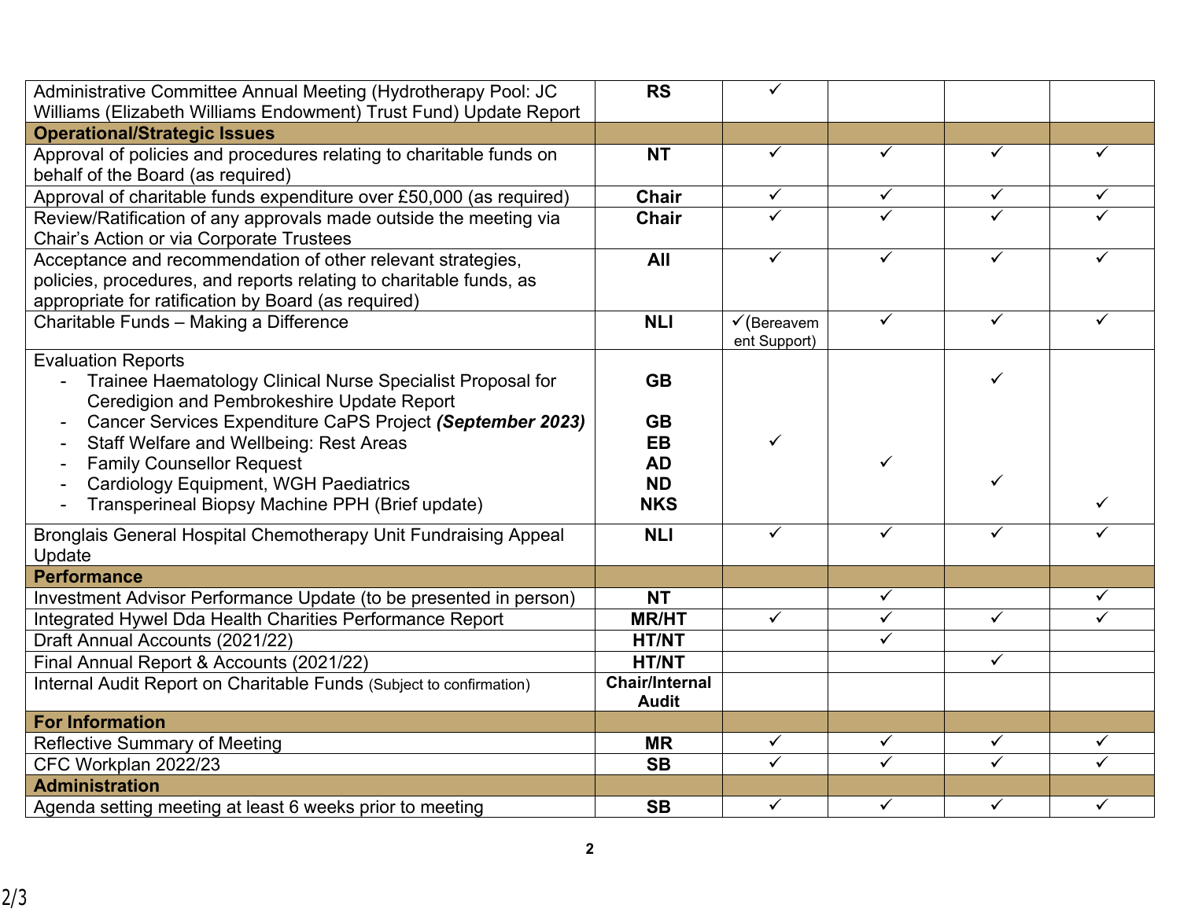| | | | | | |
|---|---|---|---|---|---|
| Administrative Committee Annual Meeting (Hydrotherapy Pool: JC Williams (Elizabeth Williams Endowment) Trust Fund) Update Report | **RS** | ✓ | | | |
| **Operational/Strategic Issues** | | | | | |
| Approval of policies and procedures relating to charitable funds on behalf of the Board (as required) | **NT** | ✓ | ✓ | ✓ | ✓ |
| Approval of charitable funds expenditure over £50,000 (as required) | **Chair** | ✓ | ✓ | ✓ | ✓ |
| Review/Ratification of any approvals made outside the meeting via Chair's Action or via Corporate Trustees | **Chair** | ✓ | ✓ | ✓ | ✓ |
| Acceptance and recommendation of other relevant strategies, policies, procedures, and reports relating to charitable funds, as appropriate for ratification by Board (as required) | **All** | ✓ | ✓ | ✓ | ✓ |
| Charitable Funds – Making a Difference | **NLI** | ✓(Bereavement Support) | ✓ | ✓ | ✓ |
| Evaluation Reports | | | | | |
| - Trainee Haematology Clinical Nurse Specialist Proposal for Ceredigion and Pembrokeshire Update Report | **GB** | | | ✓ | |
| - Cancer Services Expenditure CaPS Project ***(September 2023)*** | **GB** | | | | |
| - Staff Welfare and Wellbeing: Rest Areas | **EB** | ✓ | | | |
| - Family Counsellor Request | **AD** | | ✓ | | |
| - Cardiology Equipment, WGH Paediatrics | **ND** | | | ✓ | |
| - Transperineal Biopsy Machine PPH (Brief update) | **NKS** | | | | ✓ |
| Bronglais General Hospital Chemotherapy Unit Fundraising Appeal Update | **NLI** | ✓ | ✓ | ✓ | ✓ |
| **Performance** | | | | | |
| Investment Advisor Performance Update (to be presented in person) | **NT** | | ✓ | | ✓ |
| Integrated Hywel Dda Health Charities Performance Report | **MR/HT** | ✓ | ✓ | ✓ | ✓ |
| Draft Annual Accounts (2021/22) | **HT/NT** | | ✓ | | |
| Final Annual Report & Accounts (2021/22) | **HT/NT** | | | ✓ | |
| Internal Audit Report on Charitable Funds (Subject to confirmation) | **Chair/Internal Audit** | | | | |
| **For Information** | | | | | |
| Reflective Summary of Meeting | **MR** | ✓ | ✓ | ✓ | ✓ |
| CFC Workplan 2022/23 | **SB** | ✓ | ✓ | ✓ | ✓ |
| **Administration** | | | | | |
| Agenda setting meeting at least 6 weeks prior to meeting | **SB** | ✓ | ✓ | ✓ | ✓ |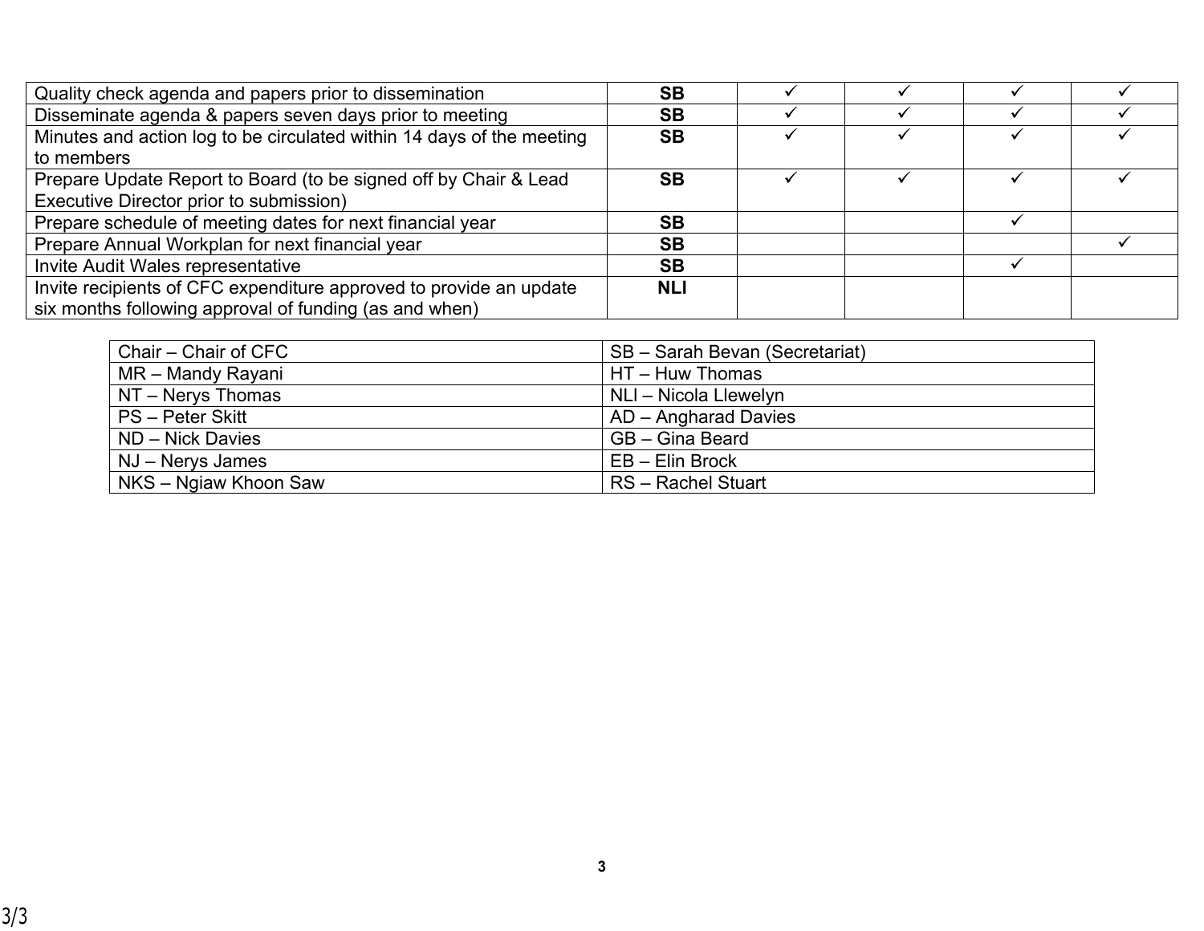| | | | | | |
|---|---|---|---|---|---|
| Quality check agenda and papers prior to dissemination | **SB** | ✓ | ✓ | ✓ | ✓ |
| Disseminate agenda & papers seven days prior to meeting | **SB** | ✓ | ✓ | ✓ | ✓ |
| Minutes and action log to be circulated within 14 days of the meeting to members | **SB** | ✓ | ✓ | ✓ | ✓ |
| Prepare Update Report to Board (to be signed off by Chair & Lead Executive Director prior to submission) | **SB** | ✓ | ✓ | ✓ | ✓ |
| Prepare schedule of meeting dates for next financial year | **SB** | | | ✓ | |
| Prepare Annual Workplan for next financial year | **SB** | | | | ✓ |
| Invite Audit Wales representative | **SB** | | | ✓ | |
| Invite recipients of CFC expenditure approved to provide an update six months following approval of funding (as and when) | **NLl** | | | | |

| | |
|---|---|
| Chair – Chair of CFC | SB – Sarah Bevan (Secretariat) |
| MR – Mandy Rayani | HT – Huw Thomas |
| NT – Nerys Thomas | NLl – Nicola Llewelyn |
| PS – Peter Skitt | AD – Angharad Davies |
| ND – Nick Davies | GB – Gina Beard |
| NJ – Nerys James | EB – Elin Brock |
| NKS – Ngiaw Khoon Saw | RS – Rachel Stuart |